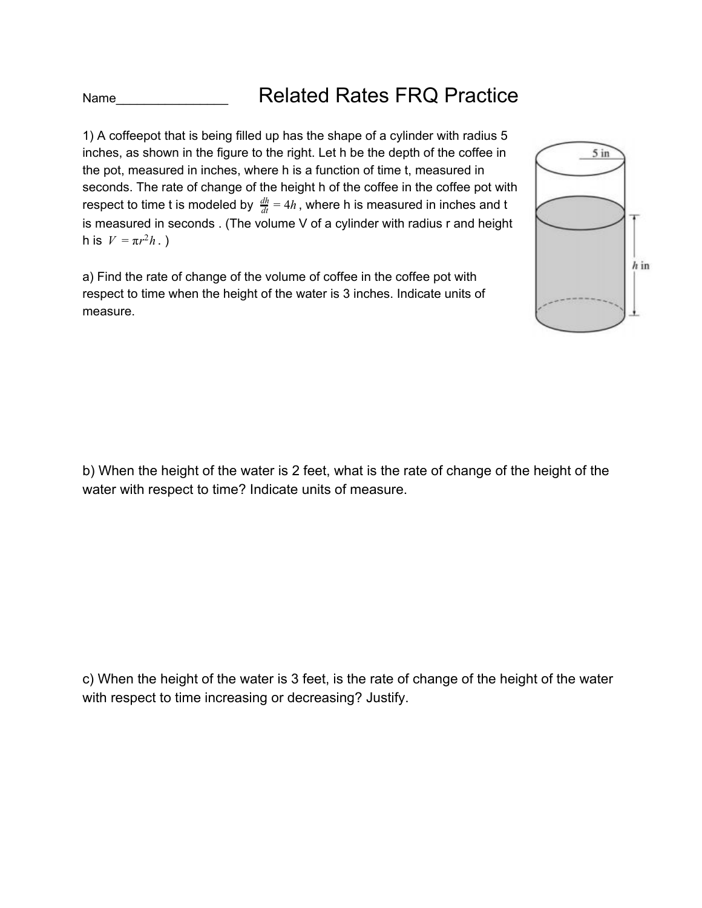Name________________ 

# Related Rates FRQ Practice

1) A coffeepot that is being filled up has the shape of a cylinder with radius 5 inches, as shown in the figure to the right. Let h be the depth of the coffee in the pot, measured in inches, where h is a function of time t, measured in seconds. The rate of change of the height h of the coffee in the coffee pot with respect to time t is modeled by $\frac{dh}{dt} = 4h$, where h is measured in inches and t is measured in seconds . (The volume V of a cylinder with radius r and height h is $V = \pi r^2 h$ . )

a) Find the rate of change of the volume of coffee in the coffee pot with respect to time when the height of the water is 3 inches. Indicate units of measure.

b) When the height of the water is 2 feet, what is the rate of change of the height of the water with respect to time? Indicate units of measure.

c) When the height of the water is 3 feet, is the rate of change of the height of the water with respect to time increasing or decreasing? Justify.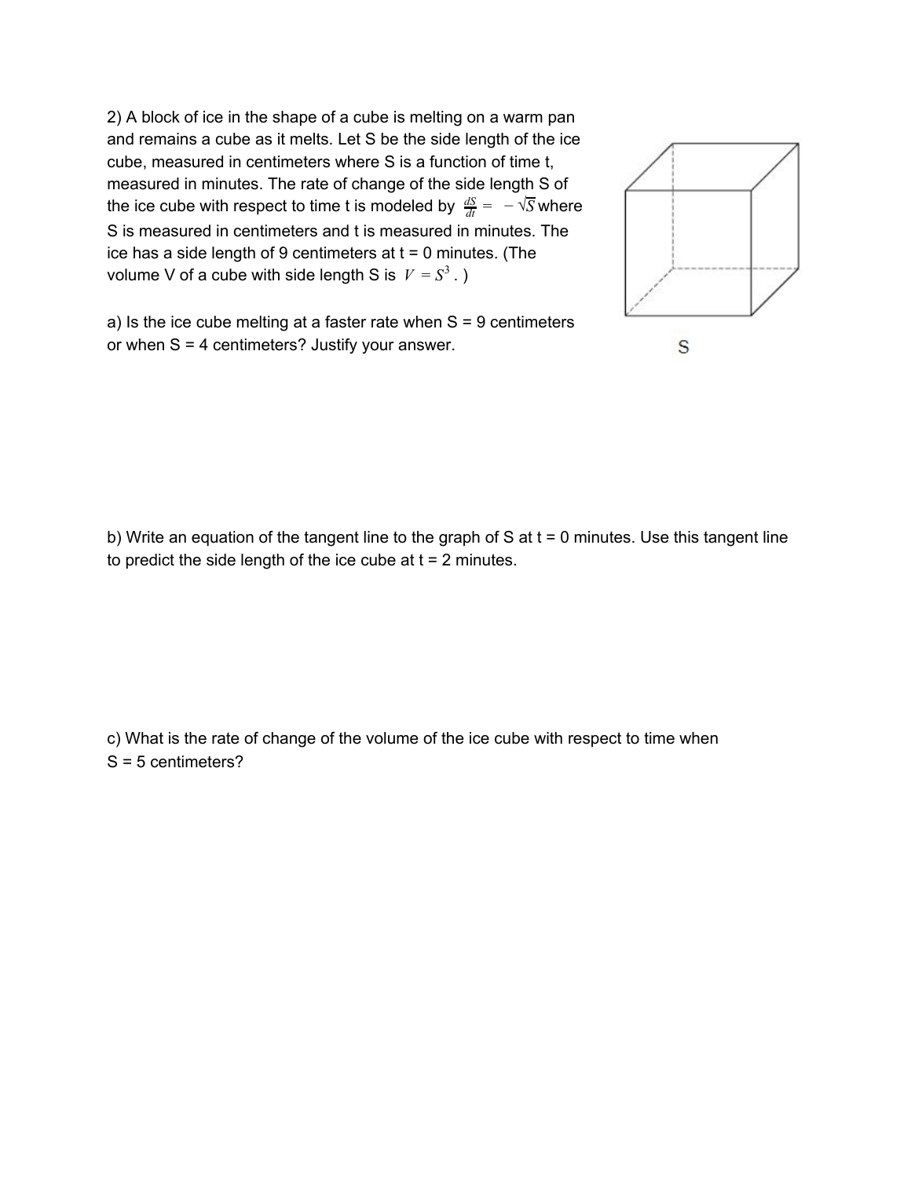2) A block of ice in the shape of a cube is melting on a warm pan and remains a cube as it melts. Let S be the side length of the ice cube, measured in centimeters where S is a function of time t, measured in minutes. The rate of change of the side length S of the ice cube with respect to time t is modeled by $\frac{dS}{dt} = -\sqrt{S}$ where S is measured in centimeters and t is measured in minutes. The ice has a side length of 9 centimeters at t = 0 minutes. (The volume V of a cube with side length S is $V = S^3$.)

a) Is the ice cube melting at a faster rate when S = 9 centimeters or when S = 4 centimeters? Justify your answer.

b) Write an equation of the tangent line to the graph of S at t = 0 minutes. Use this tangent line to predict the side length of the ice cube at t = 2 minutes.

c) What is the rate of change of the volume of the ice cube with respect to time when S = 5 centimeters?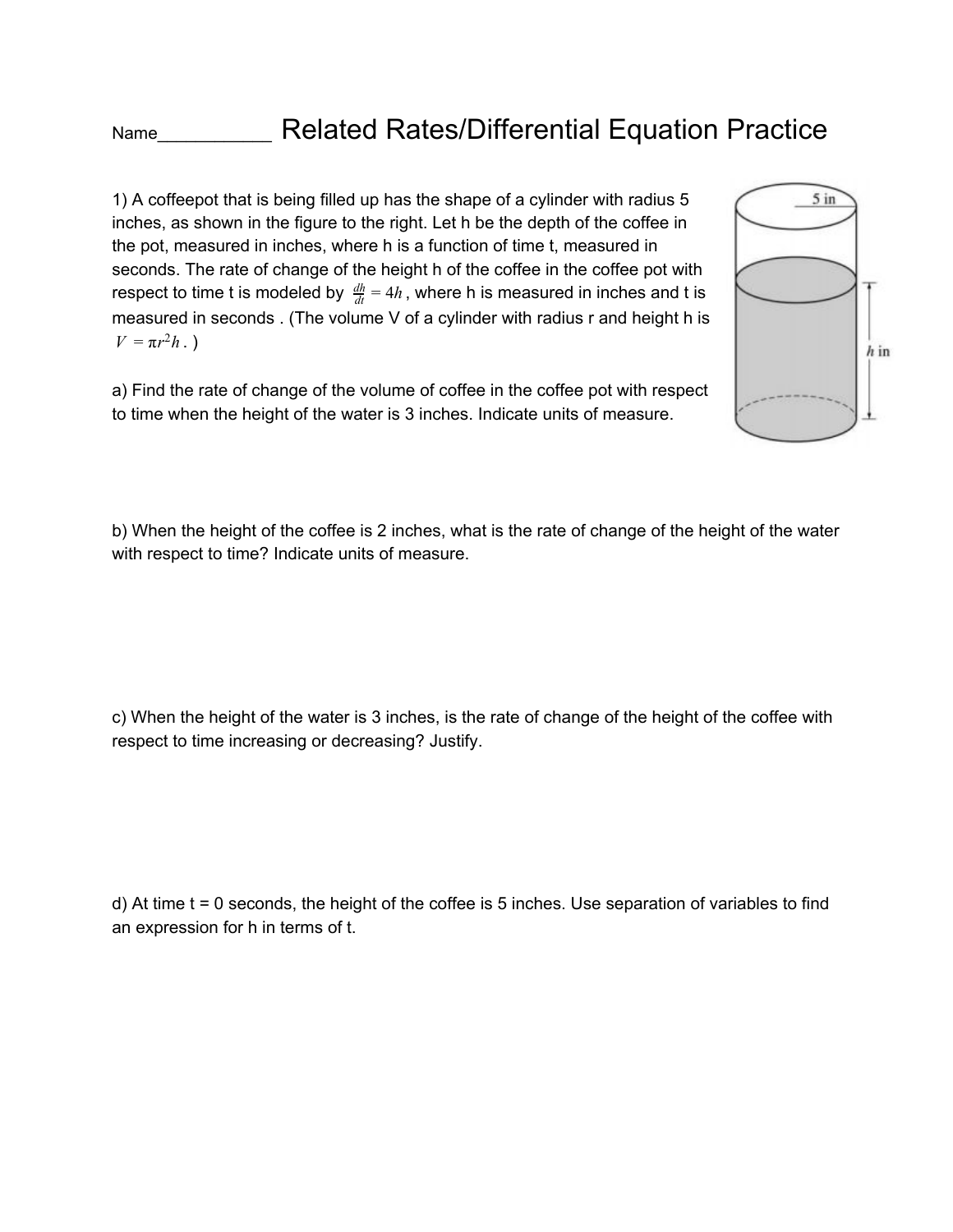Name___________ Related Rates/Differential Equation Practice

1) A coffeepot that is being filled up has the shape of a cylinder with radius 5 inches, as shown in the figure to the right. Let h be the depth of the coffee in the pot, measured in inches, where h is a function of time t, measured in seconds. The rate of change of the height h of the coffee in the coffee pot with respect to time t is modeled by $\frac{dh}{dt} = 4h$, where h is measured in inches and t is measured in seconds . (The volume V of a cylinder with radius r and height h is $V = \pi r^2 h$ . )

a) Find the rate of change of the volume of coffee in the coffee pot with respect to time when the height of the water is 3 inches. Indicate units of measure.

b) When the height of the coffee is 2 inches, what is the rate of change of the height of the water with respect to time? Indicate units of measure.

c) When the height of the water is 3 inches, is the rate of change of the height of the coffee with respect to time increasing or decreasing? Justify.

d) At time t = 0 seconds, the height of the coffee is 5 inches. Use separation of variables to find an expression for h in terms of t.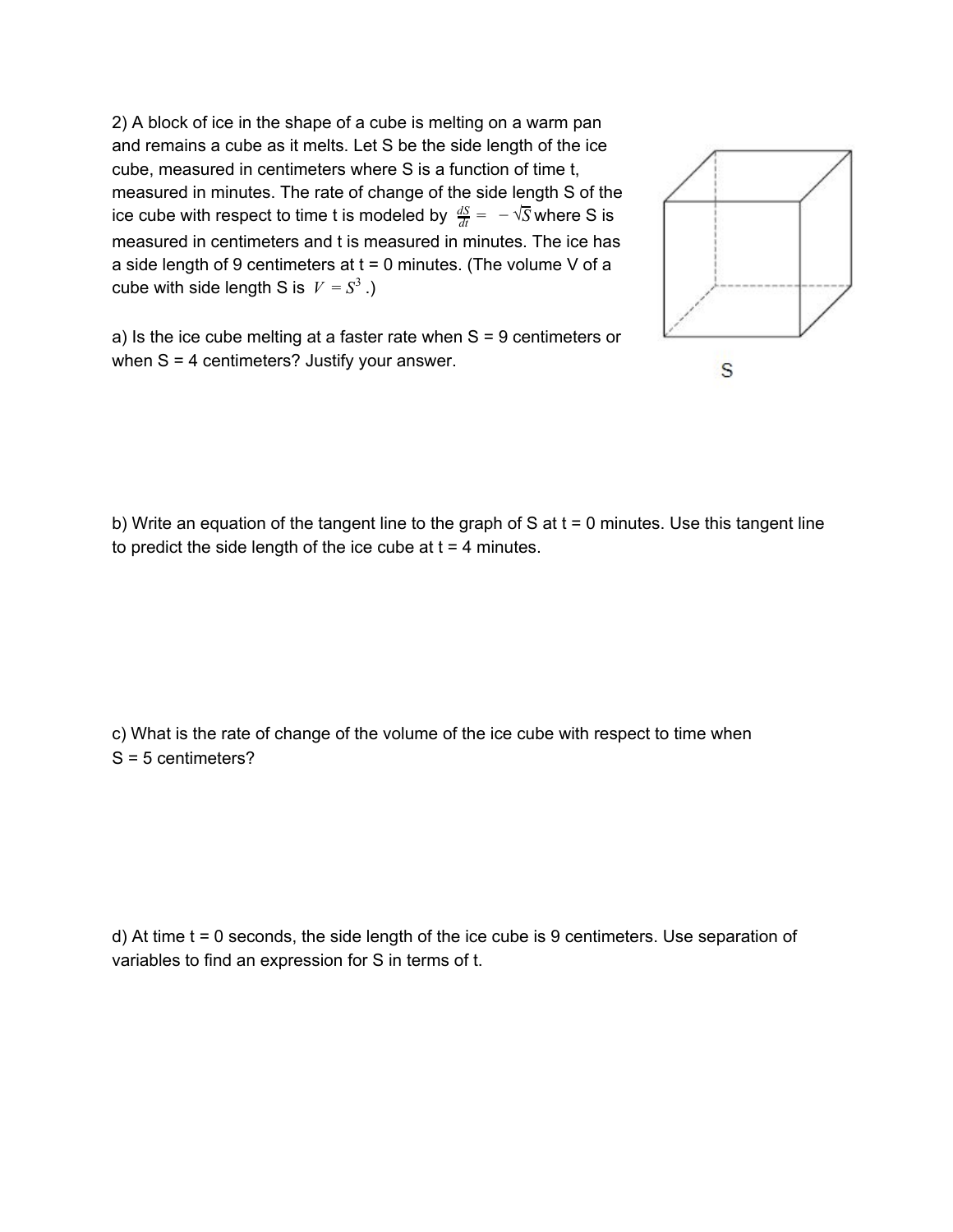2) A block of ice in the shape of a cube is melting on a warm pan and remains a cube as it melts. Let S be the side length of the ice cube, measured in centimeters where S is a function of time t, measured in minutes. The rate of change of the side length S of the ice cube with respect to time t is modeled by $\frac{dS}{dt} = -\sqrt{S}$ where S is measured in centimeters and t is measured in minutes. The ice has a side length of 9 centimeters at t = 0 minutes. (The volume V of a cube with side length S is $V = S^3$.)

S

a) Is the ice cube melting at a faster rate when S = 9 centimeters or when S = 4 centimeters? Justify your answer.

b) Write an equation of the tangent line to the graph of S at t = 0 minutes. Use this tangent line to predict the side length of the ice cube at t = 4 minutes.

c) What is the rate of change of the volume of the ice cube with respect to time when S = 5 centimeters?

d) At time t = 0 seconds, the side length of the ice cube is 9 centimeters. Use separation of variables to find an expression for S in terms of t.